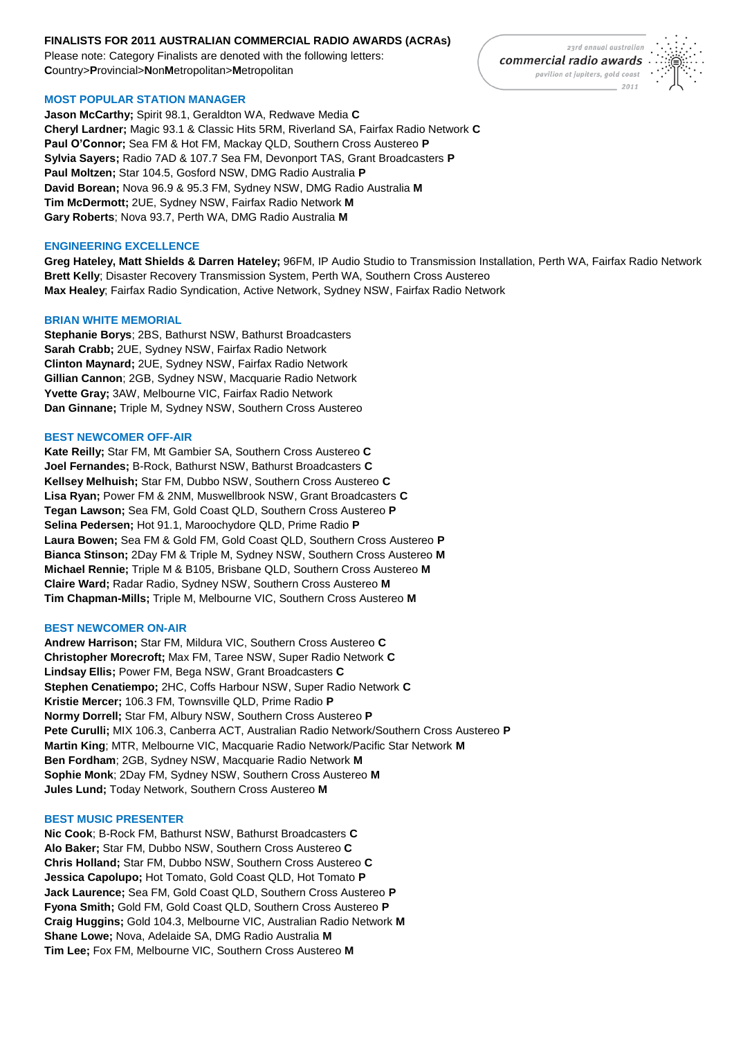**FINALISTS FOR 2011 AUSTRALIAN COMMERCIAL RADIO AWARDS (ACRAs)**

Please note: Category Finalists are denoted with the following letters:
**C**ountry>**P**rovincial>**N**on**M**etropolitan>**M**etropolitan

23rd annual australian commercial radio awards pavilion at jupiters, gold coast 2011

## MOST POPULAR STATION MANAGER

**Jason McCarthy;** Spirit 98.1, Geraldton WA, Redwave Media **C**
**Cheryl Lardner;** Magic 93.1 & Classic Hits 5RM, Riverland SA, Fairfax Radio Network **C**
**Paul O'Connor;** Sea FM & Hot FM, Mackay QLD, Southern Cross Austereo **P**
**Sylvia Sayers;** Radio 7AD & 107.7 Sea FM, Devonport TAS, Grant Broadcasters **P**
**Paul Moltzen;** Star 104.5, Gosford NSW, DMG Radio Australia **P**
**David Borean;** Nova 96.9 & 95.3 FM, Sydney NSW, DMG Radio Australia **M**
**Tim McDermott;** 2UE, Sydney NSW, Fairfax Radio Network **M**
**Gary Roberts**; Nova 93.7, Perth WA, DMG Radio Australia **M**

## ENGINEERING EXCELLENCE

**Greg Hateley, Matt Shields & Darren Hateley;** 96FM, IP Audio Studio to Transmission Installation, Perth WA, Fairfax Radio Network
**Brett Kelly**; Disaster Recovery Transmission System, Perth WA, Southern Cross Austereo
**Max Healey**; Fairfax Radio Syndication, Active Network, Sydney NSW, Fairfax Radio Network

## BRIAN WHITE MEMORIAL

**Stephanie Borys**; 2BS, Bathurst NSW, Bathurst Broadcasters
**Sarah Crabb;** 2UE, Sydney NSW, Fairfax Radio Network
**Clinton Maynard;** 2UE, Sydney NSW, Fairfax Radio Network
**Gillian Cannon**; 2GB, Sydney NSW, Macquarie Radio Network
**Yvette Gray;** 3AW, Melbourne VIC, Fairfax Radio Network
**Dan Ginnane;** Triple M, Sydney NSW, Southern Cross Austereo

## BEST NEWCOMER OFF-AIR

**Kate Reilly;** Star FM, Mt Gambier SA, Southern Cross Austereo **C**
**Joel Fernandes;** B-Rock, Bathurst NSW, Bathurst Broadcasters **C**
**Kellsey Melhuish;** Star FM, Dubbo NSW, Southern Cross Austereo **C**
**Lisa Ryan;** Power FM & 2NM, Muswellbrook NSW, Grant Broadcasters **C**
**Tegan Lawson;** Sea FM, Gold Coast QLD, Southern Cross Austereo **P**
**Selina Pedersen;** Hot 91.1, Maroochydore QLD, Prime Radio **P**
**Laura Bowen;** Sea FM & Gold FM, Gold Coast QLD, Southern Cross Austereo **P**
**Bianca Stinson;** 2Day FM & Triple M, Sydney NSW, Southern Cross Austereo **M**
**Michael Rennie;** Triple M & B105, Brisbane QLD, Southern Cross Austereo **M**
**Claire Ward;** Radar Radio, Sydney NSW, Southern Cross Austereo **M**
**Tim Chapman-Mills;** Triple M, Melbourne VIC, Southern Cross Austereo **M**

## BEST NEWCOMER ON-AIR

**Andrew Harrison;** Star FM, Mildura VIC, Southern Cross Austereo **C**
**Christopher Morecroft;** Max FM, Taree NSW, Super Radio Network **C**
**Lindsay Ellis;** Power FM, Bega NSW, Grant Broadcasters **C**
**Stephen Cenatiempo;** 2HC, Coffs Harbour NSW, Super Radio Network **C**
**Kristie Mercer;** 106.3 FM, Townsville QLD, Prime Radio **P**
**Normy Dorrell;** Star FM, Albury NSW, Southern Cross Austereo **P**
**Pete Curulli;** MIX 106.3, Canberra ACT, Australian Radio Network/Southern Cross Austereo **P**
**Martin King**; MTR, Melbourne VIC, Macquarie Radio Network/Pacific Star Network **M**
**Ben Fordham**; 2GB, Sydney NSW, Macquarie Radio Network **M**
**Sophie Monk**; 2Day FM, Sydney NSW, Southern Cross Austereo **M**
**Jules Lund;** Today Network, Southern Cross Austereo **M**

## BEST MUSIC PRESENTER

**Nic Cook**; B-Rock FM, Bathurst NSW, Bathurst Broadcasters **C**
**Alo Baker;** Star FM, Dubbo NSW, Southern Cross Austereo **C**
**Chris Holland;** Star FM, Dubbo NSW, Southern Cross Austereo **C**
**Jessica Capolupo;** Hot Tomato, Gold Coast QLD, Hot Tomato **P**
**Jack Laurence;** Sea FM, Gold Coast QLD, Southern Cross Austereo **P**
**Fyona Smith;** Gold FM, Gold Coast QLD, Southern Cross Austereo **P**
**Craig Huggins;** Gold 104.3, Melbourne VIC, Australian Radio Network **M**
**Shane Lowe;** Nova, Adelaide SA, DMG Radio Australia **M**
**Tim Lee;** Fox FM, Melbourne VIC, Southern Cross Austereo **M**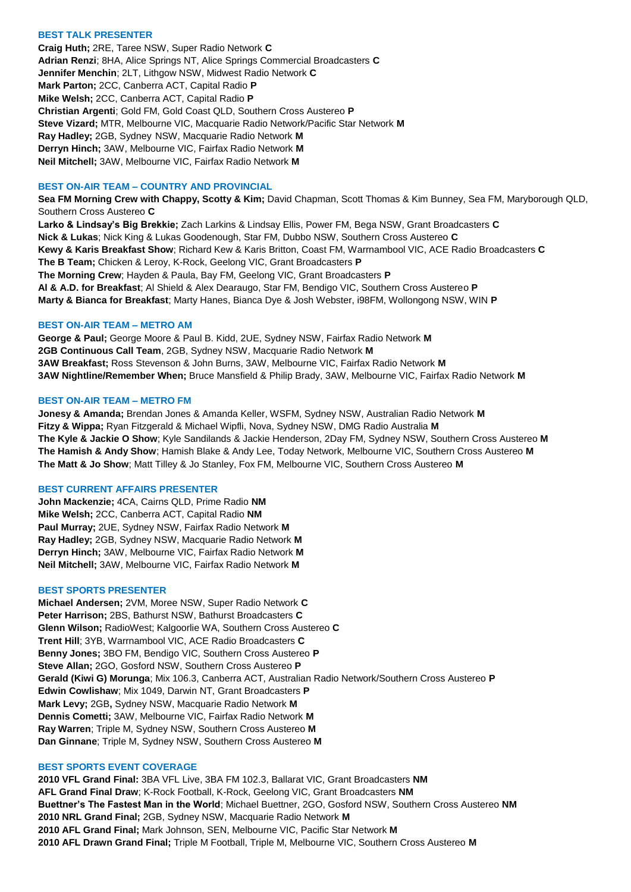### BEST TALK PRESENTER

**Craig Huth;** 2RE, Taree NSW, Super Radio Network **C**
**Adrian Renzi**; 8HA, Alice Springs NT, Alice Springs Commercial Broadcasters **C**
**Jennifer Menchin**; 2LT, Lithgow NSW, Midwest Radio Network **C**
**Mark Parton;** 2CC, Canberra ACT, Capital Radio **P**
**Mike Welsh;** 2CC, Canberra ACT, Capital Radio **P**
**Christian Argenti**; Gold FM, Gold Coast QLD, Southern Cross Austereo **P**
**Steve Vizard;** MTR, Melbourne VIC, Macquarie Radio Network/Pacific Star Network **M**
**Ray Hadley;** 2GB, Sydney NSW, Macquarie Radio Network **M**
**Derryn Hinch;** 3AW, Melbourne VIC, Fairfax Radio Network **M**
**Neil Mitchell;** 3AW, Melbourne VIC, Fairfax Radio Network **M**

### BEST ON-AIR TEAM – COUNTRY AND PROVINCIAL

**Sea FM Morning Crew with Chappy, Scotty & Kim;** David Chapman, Scott Thomas & Kim Bunney, Sea FM, Maryborough QLD, Southern Cross Austereo **C**
**Larko & Lindsay's Big Brekkie;** Zach Larkins & Lindsay Ellis, Power FM, Bega NSW, Grant Broadcasters **C**
**Nick & Lukas**; Nick King & Lukas Goodenough, Star FM, Dubbo NSW, Southern Cross Austereo **C**
**Kewy & Karis Breakfast Show**; Richard Kew & Karis Britton, Coast FM, Warrnambool VIC, ACE Radio Broadcasters **C**
**The B Team;** Chicken & Leroy, K-Rock, Geelong VIC, Grant Broadcasters **P**
**The Morning Crew**; Hayden & Paula, Bay FM, Geelong VIC, Grant Broadcasters **P**
**Al & A.D. for Breakfast**; Al Shield & Alex Dearaugo, Star FM, Bendigo VIC, Southern Cross Austereo **P**
**Marty & Bianca for Breakfast**; Marty Hanes, Bianca Dye & Josh Webster, i98FM, Wollongong NSW, WIN **P**

### BEST ON-AIR TEAM – METRO AM

**George & Paul;** George Moore & Paul B. Kidd, 2UE, Sydney NSW, Fairfax Radio Network **M**
**2GB Continuous Call Team**, 2GB, Sydney NSW, Macquarie Radio Network **M**
**3AW Breakfast;** Ross Stevenson & John Burns, 3AW, Melbourne VIC, Fairfax Radio Network **M**
**3AW Nightline/Remember When;** Bruce Mansfield & Philip Brady, 3AW, Melbourne VIC, Fairfax Radio Network **M**

### BEST ON-AIR TEAM – METRO FM

**Jonesy & Amanda;** Brendan Jones & Amanda Keller, WSFM, Sydney NSW, Australian Radio Network **M**
**Fitzy & Wippa;** Ryan Fitzgerald & Michael Wipfli, Nova, Sydney NSW, DMG Radio Australia **M**
**The Kyle & Jackie O Show**; Kyle Sandilands & Jackie Henderson, 2Day FM, Sydney NSW, Southern Cross Austereo **M**
**The Hamish & Andy Show**; Hamish Blake & Andy Lee, Today Network, Melbourne VIC, Southern Cross Austereo **M**
**The Matt & Jo Show**; Matt Tilley & Jo Stanley, Fox FM, Melbourne VIC, Southern Cross Austereo **M**

### BEST CURRENT AFFAIRS PRESENTER

**John Mackenzie;** 4CA, Cairns QLD, Prime Radio **NM**
**Mike Welsh;** 2CC, Canberra ACT, Capital Radio **NM**
**Paul Murray;** 2UE, Sydney NSW, Fairfax Radio Network **M**
**Ray Hadley;** 2GB, Sydney NSW, Macquarie Radio Network **M**
**Derryn Hinch;** 3AW, Melbourne VIC, Fairfax Radio Network **M**
**Neil Mitchell;** 3AW, Melbourne VIC, Fairfax Radio Network **M**

### BEST SPORTS PRESENTER

**Michael Andersen;** 2VM, Moree NSW, Super Radio Network **C**
**Peter Harrison;** 2BS, Bathurst NSW, Bathurst Broadcasters **C**
**Glenn Wilson;** RadioWest; Kalgoorlie WA, Southern Cross Austereo **C**
**Trent Hill**; 3YB, Warrnambool VIC, ACE Radio Broadcasters **C**
**Benny Jones;** 3BO FM, Bendigo VIC, Southern Cross Austereo **P**
**Steve Allan;** 2GO, Gosford NSW, Southern Cross Austereo **P**
**Gerald (Kiwi G) Morunga**; Mix 106.3, Canberra ACT, Australian Radio Network/Southern Cross Austereo **P**
**Edwin Cowlishaw**; Mix 1049, Darwin NT, Grant Broadcasters **P**
**Mark Levy;** 2GB**,** Sydney NSW, Macquarie Radio Network **M**
**Dennis Cometti;** 3AW, Melbourne VIC, Fairfax Radio Network **M**
**Ray Warren**; Triple M, Sydney NSW, Southern Cross Austereo **M**
**Dan Ginnane**; Triple M, Sydney NSW, Southern Cross Austereo **M**

### BEST SPORTS EVENT COVERAGE

**2010 VFL Grand Final:** 3BA VFL Live, 3BA FM 102.3, Ballarat VIC, Grant Broadcasters **NM**
**AFL Grand Final Draw**; K-Rock Football, K-Rock, Geelong VIC, Grant Broadcasters **NM**
**Buettner's The Fastest Man in the World**; Michael Buettner, 2GO, Gosford NSW, Southern Cross Austereo **NM**
**2010 NRL Grand Final;** 2GB, Sydney NSW, Macquarie Radio Network **M**
**2010 AFL Grand Final;** Mark Johnson, SEN, Melbourne VIC, Pacific Star Network **M**
**2010 AFL Drawn Grand Final;** Triple M Football, Triple M, Melbourne VIC, Southern Cross Austereo **M**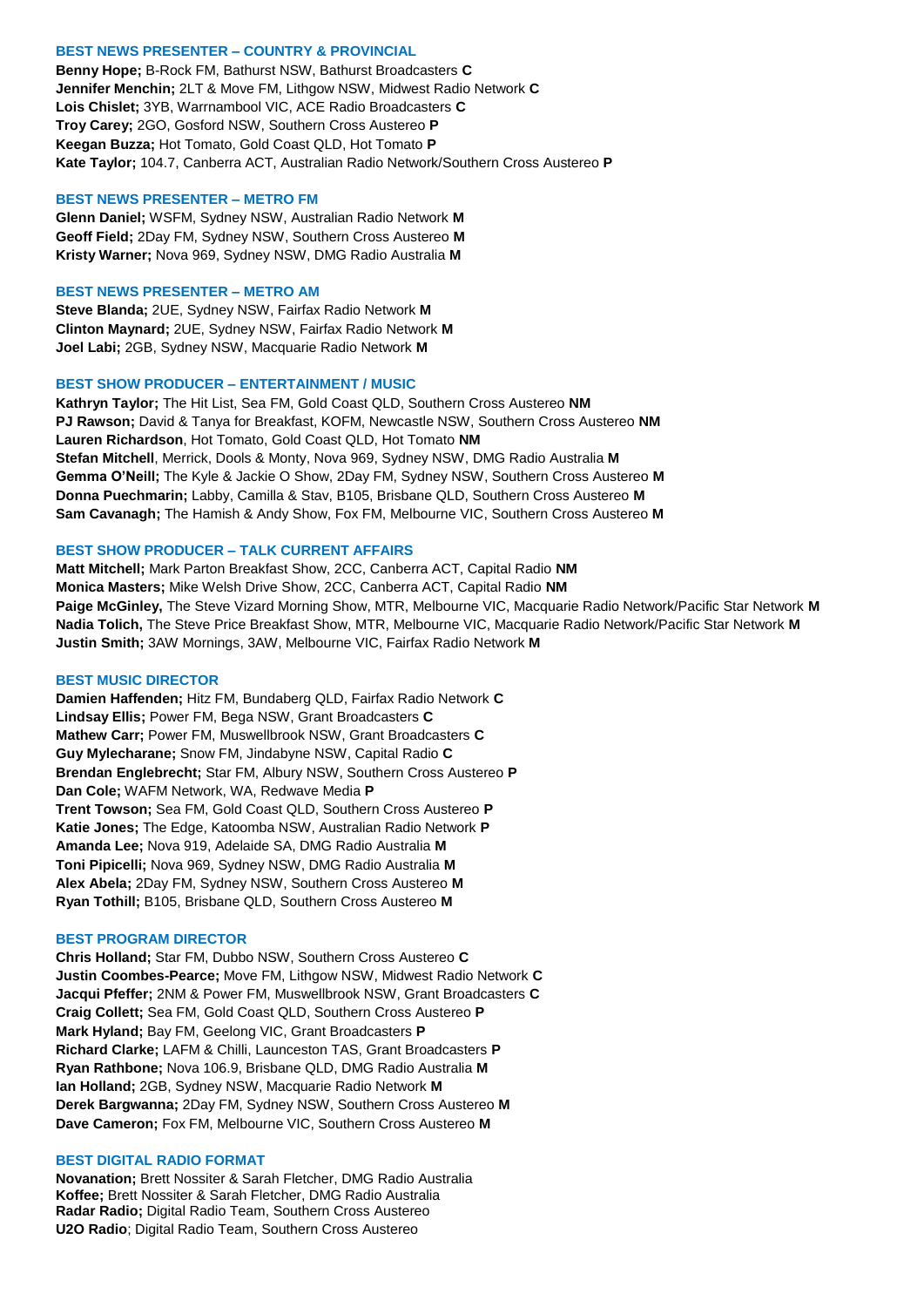### BEST NEWS PRESENTER – COUNTRY & PROVINCIAL

**Benny Hope;** B-Rock FM, Bathurst NSW, Bathurst Broadcasters **C**
**Jennifer Menchin;** 2LT & Move FM, Lithgow NSW, Midwest Radio Network **C**
**Lois Chislet;** 3YB, Warrnambool VIC, ACE Radio Broadcasters **C**
**Troy Carey;** 2GO, Gosford NSW, Southern Cross Austereo **P**
**Keegan Buzza;** Hot Tomato, Gold Coast QLD, Hot Tomato **P**
**Kate Taylor;** 104.7, Canberra ACT, Australian Radio Network/Southern Cross Austereo **P**

### BEST NEWS PRESENTER – METRO FM

**Glenn Daniel;** WSFM, Sydney NSW, Australian Radio Network **M**
**Geoff Field;** 2Day FM, Sydney NSW, Southern Cross Austereo **M**
**Kristy Warner;** Nova 969, Sydney NSW, DMG Radio Australia **M**

### BEST NEWS PRESENTER – METRO AM

**Steve Blanda;** 2UE, Sydney NSW, Fairfax Radio Network **M**
**Clinton Maynard;** 2UE, Sydney NSW, Fairfax Radio Network **M**
**Joel Labi;** 2GB, Sydney NSW, Macquarie Radio Network **M**

### BEST SHOW PRODUCER – ENTERTAINMENT / MUSIC

**Kathryn Taylor;** The Hit List, Sea FM, Gold Coast QLD, Southern Cross Austereo **NM**
**PJ Rawson;** David & Tanya for Breakfast, KOFM, Newcastle NSW, Southern Cross Austereo **NM**
**Lauren Richardson**, Hot Tomato, Gold Coast QLD, Hot Tomato **NM**
**Stefan Mitchell**, Merrick, Dools & Monty, Nova 969, Sydney NSW, DMG Radio Australia **M**
**Gemma O'Neill;** The Kyle & Jackie O Show, 2Day FM, Sydney NSW, Southern Cross Austereo **M**
**Donna Puechmarin;** Labby, Camilla & Stav, B105, Brisbane QLD, Southern Cross Austereo **M**
**Sam Cavanagh;** The Hamish & Andy Show, Fox FM, Melbourne VIC, Southern Cross Austereo **M**

### BEST SHOW PRODUCER – TALK CURRENT AFFAIRS

**Matt Mitchell;** Mark Parton Breakfast Show, 2CC, Canberra ACT, Capital Radio **NM**
**Monica Masters;** Mike Welsh Drive Show, 2CC, Canberra ACT, Capital Radio **NM**
**Paige McGinley,** The Steve Vizard Morning Show, MTR, Melbourne VIC, Macquarie Radio Network/Pacific Star Network **M**
**Nadia Tolich,** The Steve Price Breakfast Show, MTR, Melbourne VIC, Macquarie Radio Network/Pacific Star Network **M**
**Justin Smith;** 3AW Mornings, 3AW, Melbourne VIC, Fairfax Radio Network **M**

### BEST MUSIC DIRECTOR

**Damien Haffenden;** Hitz FM, Bundaberg QLD, Fairfax Radio Network **C**
**Lindsay Ellis;** Power FM, Bega NSW, Grant Broadcasters **C**
**Mathew Carr;** Power FM, Muswellbrook NSW, Grant Broadcasters **C**
**Guy Mylecharane;** Snow FM, Jindabyne NSW, Capital Radio **C**
**Brendan Englebrecht;** Star FM, Albury NSW, Southern Cross Austereo **P**
**Dan Cole;** WAFM Network, WA, Redwave Media **P**
**Trent Towson;** Sea FM, Gold Coast QLD, Southern Cross Austereo **P**
**Katie Jones;** The Edge, Katoomba NSW, Australian Radio Network **P**
**Amanda Lee;** Nova 919, Adelaide SA, DMG Radio Australia **M**
**Toni Pipicelli;** Nova 969, Sydney NSW, DMG Radio Australia **M**
**Alex Abela;** 2Day FM, Sydney NSW, Southern Cross Austereo **M**
**Ryan Tothill;** B105, Brisbane QLD, Southern Cross Austereo **M**

### BEST PROGRAM DIRECTOR

**Chris Holland;** Star FM, Dubbo NSW, Southern Cross Austereo **C**
**Justin Coombes-Pearce;** Move FM, Lithgow NSW, Midwest Radio Network **C**
**Jacqui Pfeffer;** 2NM & Power FM, Muswellbrook NSW, Grant Broadcasters **C**
**Craig Collett;** Sea FM, Gold Coast QLD, Southern Cross Austereo **P**
**Mark Hyland;** Bay FM, Geelong VIC, Grant Broadcasters **P**
**Richard Clarke;** LAFM & Chilli, Launceston TAS, Grant Broadcasters **P**
**Ryan Rathbone;** Nova 106.9, Brisbane QLD, DMG Radio Australia **M**
**Ian Holland;** 2GB, Sydney NSW, Macquarie Radio Network **M**
**Derek Bargwanna;** 2Day FM, Sydney NSW, Southern Cross Austereo **M**
**Dave Cameron;** Fox FM, Melbourne VIC, Southern Cross Austereo **M**

### BEST DIGITAL RADIO FORMAT

**Novanation;** Brett Nossiter & Sarah Fletcher, DMG Radio Australia
**Koffee;** Brett Nossiter & Sarah Fletcher, DMG Radio Australia
**Radar Radio;** Digital Radio Team, Southern Cross Austereo
**U2O Radio**; Digital Radio Team, Southern Cross Austereo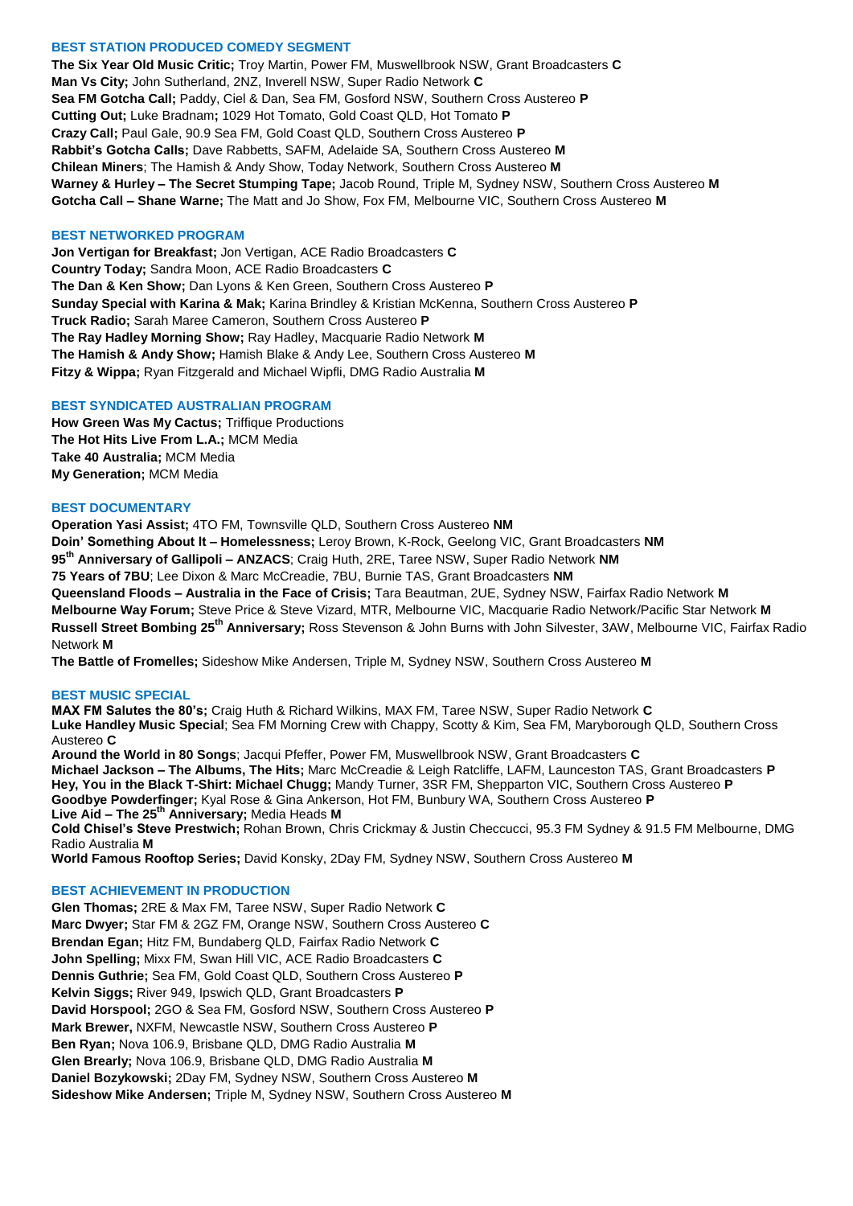## BEST STATION PRODUCED COMEDY SEGMENT

**The Six Year Old Music Critic;** Troy Martin, Power FM, Muswellbrook NSW, Grant Broadcasters **C**
**Man Vs City;** John Sutherland, 2NZ, Inverell NSW, Super Radio Network **C**
**Sea FM Gotcha Call;** Paddy, Ciel & Dan, Sea FM, Gosford NSW, Southern Cross Austereo **P**
**Cutting Out;** Luke Bradnam**;** 1029 Hot Tomato, Gold Coast QLD, Hot Tomato **P**
**Crazy Call;** Paul Gale, 90.9 Sea FM, Gold Coast QLD, Southern Cross Austereo **P**
**Rabbit's Gotcha Calls;** Dave Rabbetts, SAFM, Adelaide SA, Southern Cross Austereo **M**
**Chilean Miners**; The Hamish & Andy Show, Today Network, Southern Cross Austereo **M**
**Warney & Hurley – The Secret Stumping Tape;** Jacob Round, Triple M, Sydney NSW, Southern Cross Austereo **M**
**Gotcha Call – Shane Warne;** The Matt and Jo Show, Fox FM, Melbourne VIC, Southern Cross Austereo **M**

## BEST NETWORKED PROGRAM

**Jon Vertigan for Breakfast;** Jon Vertigan, ACE Radio Broadcasters **C**
**Country Today;** Sandra Moon, ACE Radio Broadcasters **C**
**The Dan & Ken Show;** Dan Lyons & Ken Green, Southern Cross Austereo **P**
**Sunday Special with Karina & Mak;** Karina Brindley & Kristian McKenna, Southern Cross Austereo **P**
**Truck Radio;** Sarah Maree Cameron, Southern Cross Austereo **P**
**The Ray Hadley Morning Show;** Ray Hadley, Macquarie Radio Network **M**
**The Hamish & Andy Show;** Hamish Blake & Andy Lee, Southern Cross Austereo **M**
**Fitzy & Wippa;** Ryan Fitzgerald and Michael Wipfli, DMG Radio Australia **M**

## BEST SYNDICATED AUSTRALIAN PROGRAM

**How Green Was My Cactus;** Triffique Productions
**The Hot Hits Live From L.A.;** MCM Media
**Take 40 Australia;** MCM Media
**My Generation;** MCM Media

## BEST DOCUMENTARY

**Operation Yasi Assist;** 4TO FM, Townsville QLD, Southern Cross Austereo **NM**
**Doin' Something About It – Homelessness;** Leroy Brown, K-Rock, Geelong VIC, Grant Broadcasters **NM**
**95th Anniversary of Gallipoli – ANZACS**; Craig Huth, 2RE, Taree NSW, Super Radio Network **NM**
**75 Years of 7BU**; Lee Dixon & Marc McCreadie, 7BU, Burnie TAS, Grant Broadcasters **NM**
**Queensland Floods – Australia in the Face of Crisis;** Tara Beautman, 2UE, Sydney NSW, Fairfax Radio Network **M**
**Melbourne Way Forum;** Steve Price & Steve Vizard, MTR, Melbourne VIC, Macquarie Radio Network/Pacific Star Network **M**
**Russell Street Bombing 25th Anniversary;** Ross Stevenson & John Burns with John Silvester, 3AW, Melbourne VIC, Fairfax Radio Network **M**
**The Battle of Fromelles;** Sideshow Mike Andersen, Triple M, Sydney NSW, Southern Cross Austereo **M**

## BEST MUSIC SPECIAL

**MAX FM Salutes the 80's;** Craig Huth & Richard Wilkins, MAX FM, Taree NSW, Super Radio Network **C**
**Luke Handley Music Special**; Sea FM Morning Crew with Chappy, Scotty & Kim, Sea FM, Maryborough QLD, Southern Cross Austereo **C**
**Around the World in 80 Songs**; Jacqui Pfeffer, Power FM, Muswellbrook NSW, Grant Broadcasters **C**
**Michael Jackson – The Albums, The Hits;** Marc McCreadie & Leigh Ratcliffe, LAFM, Launceston TAS, Grant Broadcasters **P**
**Hey, You in the Black T-Shirt: Michael Chugg;** Mandy Turner, 3SR FM, Shepparton VIC, Southern Cross Austereo **P**
**Goodbye Powderfinger;** Kyal Rose & Gina Ankerson, Hot FM, Bunbury WA, Southern Cross Austereo **P**
**Live Aid – The 25th Anniversary;** Media Heads **M**
**Cold Chisel's Steve Prestwich;** Rohan Brown, Chris Crickmay & Justin Checcucci, 95.3 FM Sydney & 91.5 FM Melbourne, DMG Radio Australia **M**
**World Famous Rooftop Series;** David Konsky, 2Day FM, Sydney NSW, Southern Cross Austereo **M**

## BEST ACHIEVEMENT IN PRODUCTION

**Glen Thomas;** 2RE & Max FM, Taree NSW, Super Radio Network **C**
**Marc Dwyer;** Star FM & 2GZ FM, Orange NSW, Southern Cross Austereo **C**
**Brendan Egan;** Hitz FM, Bundaberg QLD, Fairfax Radio Network **C**
**John Spelling;** Mixx FM, Swan Hill VIC, ACE Radio Broadcasters **C**
**Dennis Guthrie;** Sea FM, Gold Coast QLD, Southern Cross Austereo **P**
**Kelvin Siggs;** River 949, Ipswich QLD, Grant Broadcasters **P**
**David Horspool;** 2GO & Sea FM, Gosford NSW, Southern Cross Austereo **P**
**Mark Brewer,** NXFM, Newcastle NSW, Southern Cross Austereo **P**
**Ben Ryan;** Nova 106.9, Brisbane QLD, DMG Radio Australia **M**
**Glen Brearly;** Nova 106.9, Brisbane QLD, DMG Radio Australia **M**
**Daniel Bozykowski;** 2Day FM, Sydney NSW, Southern Cross Austereo **M**
**Sideshow Mike Andersen;** Triple M, Sydney NSW, Southern Cross Austereo **M**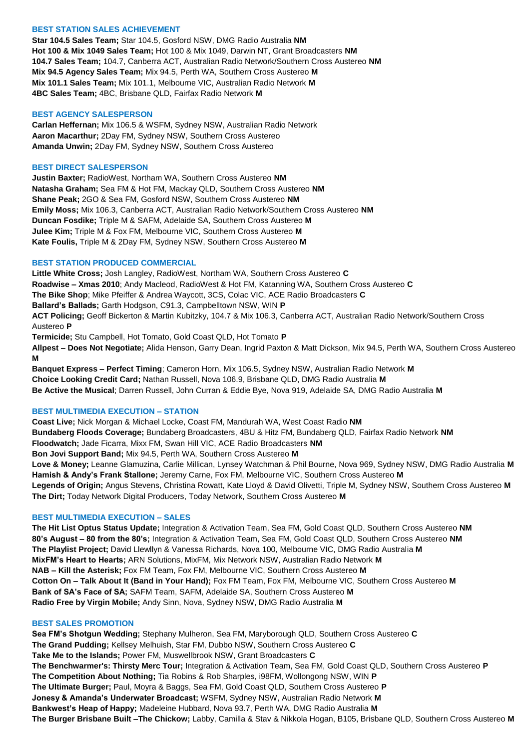## BEST STATION SALES ACHIEVEMENT

**Star 104.5 Sales Team;** Star 104.5, Gosford NSW, DMG Radio Australia **NM**
**Hot 100 & Mix 1049 Sales Team;** Hot 100 & Mix 1049, Darwin NT, Grant Broadcasters **NM**
**104.7 Sales Team;** 104.7, Canberra ACT, Australian Radio Network/Southern Cross Austereo **NM**
**Mix 94.5 Agency Sales Team;** Mix 94.5, Perth WA, Southern Cross Austereo **M**
**Mix 101.1 Sales Team;** Mix 101.1, Melbourne VIC, Australian Radio Network **M**
**4BC Sales Team;** 4BC, Brisbane QLD, Fairfax Radio Network **M**

## BEST AGENCY SALESPERSON

**Carlan Heffernan;** Mix 106.5 & WSFM, Sydney NSW, Australian Radio Network
**Aaron Macarthur;** 2Day FM, Sydney NSW, Southern Cross Austereo
**Amanda Unwin;** 2Day FM, Sydney NSW, Southern Cross Austereo

## BEST DIRECT SALESPERSON

**Justin Baxter;** RadioWest, Northam WA, Southern Cross Austereo **NM**
**Natasha Graham;** Sea FM & Hot FM, Mackay QLD, Southern Cross Austereo **NM**
**Shane Peak;** 2GO & Sea FM, Gosford NSW, Southern Cross Austereo **NM**
**Emily Moss;** Mix 106.3, Canberra ACT, Australian Radio Network/Southern Cross Austereo **NM**
**Duncan Fosdike;** Triple M & SAFM, Adelaide SA, Southern Cross Austereo **M**
**Julee Kim;** Triple M & Fox FM, Melbourne VIC, Southern Cross Austereo **M**
**Kate Foulis,** Triple M & 2Day FM, Sydney NSW, Southern Cross Austereo **M**

## BEST STATION PRODUCED COMMERCIAL

**Little White Cross;** Josh Langley, RadioWest, Northam WA, Southern Cross Austereo **C**
**Roadwise – Xmas 2010**; Andy Macleod, RadioWest & Hot FM, Katanning WA, Southern Cross Austereo **C**
**The Bike Shop**; Mike Pfeiffer & Andrea Waycott, 3CS, Colac VIC, ACE Radio Broadcasters **C**
**Ballard's Ballads;** Garth Hodgson, C91.3, Campbelltown NSW, WIN **P**
**ACT Policing;** Geoff Bickerton & Martin Kubitzky, 104.7 & Mix 106.3, Canberra ACT, Australian Radio Network/Southern Cross Austereo **P**
**Termicide;** Stu Campbell, Hot Tomato, Gold Coast QLD, Hot Tomato **P**
**Allpest – Does Not Negotiate;** Alida Henson, Garry Dean, Ingrid Paxton & Matt Dickson, Mix 94.5, Perth WA, Southern Cross Austereo **M**
**Banquet Express – Perfect Timing**; Cameron Horn, Mix 106.5, Sydney NSW, Australian Radio Network **M**
**Choice Looking Credit Card;** Nathan Russell, Nova 106.9, Brisbane QLD, DMG Radio Australia **M**
**Be Active the Musical**; Darren Russell, John Curran & Eddie Bye, Nova 919, Adelaide SA, DMG Radio Australia **M**

## BEST MULTIMEDIA EXECUTION – STATION

**Coast Live;** Nick Morgan & Michael Locke, Coast FM, Mandurah WA, West Coast Radio **NM**
**Bundaberg Floods Coverage;** Bundaberg Broadcasters, 4BU & Hitz FM, Bundaberg QLD, Fairfax Radio Network **NM**
**Floodwatch;** Jade Ficarra, Mixx FM, Swan Hill VIC, ACE Radio Broadcasters **NM**
**Bon Jovi Support Band;** Mix 94.5, Perth WA, Southern Cross Austereo **M**
**Love & Money;** Leanne Glamuzina, Carlie Millican, Lynsey Watchman & Phil Bourne, Nova 969, Sydney NSW, DMG Radio Australia **M**
**Hamish & Andy's Frank Stallone;** Jeremy Carne, Fox FM, Melbourne VIC, Southern Cross Austereo **M**
**Legends of Origin;** Angus Stevens, Christina Rowatt, Kate Lloyd & David Olivetti, Triple M, Sydney NSW, Southern Cross Austereo **M**
**The Dirt;** Today Network Digital Producers, Today Network, Southern Cross Austereo **M**

## BEST MULTIMEDIA EXECUTION – SALES

**The Hit List Optus Status Update;** Integration & Activation Team, Sea FM, Gold Coast QLD, Southern Cross Austereo **NM**
**80's August – 80 from the 80's;** Integration & Activation Team, Sea FM, Gold Coast QLD, Southern Cross Austereo **NM**
**The Playlist Project;** David Llewllyn & Vanessa Richards, Nova 100, Melbourne VIC, DMG Radio Australia **M**
**MixFM's Heart to Hearts;** ARN Solutions, MixFM, Mix Network NSW, Australian Radio Network **M**
**NAB – Kill the Asterisk;** Fox FM Team, Fox FM, Melbourne VIC, Southern Cross Austereo **M**
**Cotton On – Talk About It (Band in Your Hand);** Fox FM Team, Fox FM, Melbourne VIC, Southern Cross Austereo **M**
**Bank of SA's Face of SA;** SAFM Team, SAFM, Adelaide SA, Southern Cross Austereo **M**
**Radio Free by Virgin Mobile;** Andy Sinn, Nova, Sydney NSW, DMG Radio Australia **M**

## BEST SALES PROMOTION

**Sea FM's Shotgun Wedding;** Stephany Mulheron, Sea FM, Maryborough QLD, Southern Cross Austereo **C**
**The Grand Pudding;** Kellsey Melhuish, Star FM, Dubbo NSW, Southern Cross Austereo **C**
**Take Me to the Islands;** Power FM, Muswellbrook NSW, Grant Broadcasters **C**
**The Benchwarmer's: Thirsty Merc Tour;** Integration & Activation Team, Sea FM, Gold Coast QLD, Southern Cross Austereo **P**
**The Competition About Nothing;** Tia Robins & Rob Sharples, i98FM, Wollongong NSW, WIN **P**
**The Ultimate Burger;** Paul, Moyra & Baggs, Sea FM, Gold Coast QLD, Southern Cross Austereo **P**
**Jonesy & Amanda's Underwater Broadcast;** WSFM, Sydney NSW, Australian Radio Network **M**
**Bankwest's Heap of Happy;** Madeleine Hubbard, Nova 93.7, Perth WA, DMG Radio Australia **M**
**The Burger Brisbane Built –The Chickow;** Labby, Camilla & Stav & Nikkola Hogan, B105, Brisbane QLD, Southern Cross Austereo **M**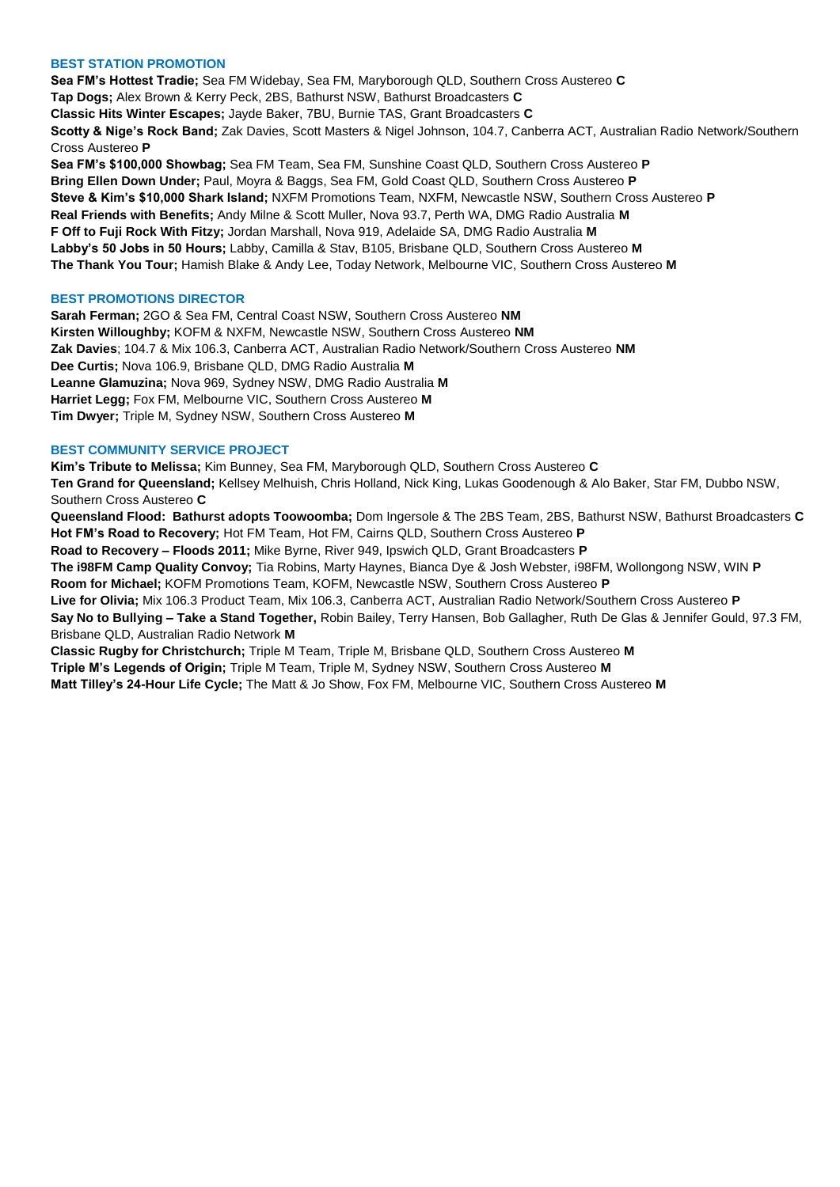## BEST STATION PROMOTION

**Sea FM's Hottest Tradie;** Sea FM Widebay, Sea FM, Maryborough QLD, Southern Cross Austereo **C**
**Tap Dogs;** Alex Brown & Kerry Peck, 2BS, Bathurst NSW, Bathurst Broadcasters **C**
**Classic Hits Winter Escapes;** Jayde Baker, 7BU, Burnie TAS, Grant Broadcasters **C**
**Scotty & Nige's Rock Band;** Zak Davies, Scott Masters & Nigel Johnson, 104.7, Canberra ACT, Australian Radio Network/Southern Cross Austereo **P**
**Sea FM's $100,000 Showbag;** Sea FM Team, Sea FM, Sunshine Coast QLD, Southern Cross Austereo **P**
**Bring Ellen Down Under;** Paul, Moyra & Baggs, Sea FM, Gold Coast QLD, Southern Cross Austereo **P**
**Steve & Kim's $10,000 Shark Island;** NXFM Promotions Team, NXFM, Newcastle NSW, Southern Cross Austereo **P**
**Real Friends with Benefits;** Andy Milne & Scott Muller, Nova 93.7, Perth WA, DMG Radio Australia **M**
**F Off to Fuji Rock With Fitzy;** Jordan Marshall, Nova 919, Adelaide SA, DMG Radio Australia **M**
**Labby's 50 Jobs in 50 Hours;** Labby, Camilla & Stav, B105, Brisbane QLD, Southern Cross Austereo **M**
**The Thank You Tour;** Hamish Blake & Andy Lee, Today Network, Melbourne VIC, Southern Cross Austereo **M**

## BEST PROMOTIONS DIRECTOR

**Sarah Ferman;** 2GO & Sea FM, Central Coast NSW, Southern Cross Austereo **NM**
**Kirsten Willoughby;** KOFM & NXFM, Newcastle NSW, Southern Cross Austereo **NM**
**Zak Davies**; 104.7 & Mix 106.3, Canberra ACT, Australian Radio Network/Southern Cross Austereo **NM**
**Dee Curtis;** Nova 106.9, Brisbane QLD, DMG Radio Australia **M**
**Leanne Glamuzina;** Nova 969, Sydney NSW, DMG Radio Australia **M**
**Harriet Legg;** Fox FM, Melbourne VIC, Southern Cross Austereo **M**
**Tim Dwyer;** Triple M, Sydney NSW, Southern Cross Austereo **M**

## BEST COMMUNITY SERVICE PROJECT

**Kim's Tribute to Melissa;** Kim Bunney, Sea FM, Maryborough QLD, Southern Cross Austereo **C**
**Ten Grand for Queensland;** Kellsey Melhuish, Chris Holland, Nick King, Lukas Goodenough & Alo Baker, Star FM, Dubbo NSW, Southern Cross Austereo **C**
**Queensland Flood: Bathurst adopts Toowoomba;** Dom Ingersole & The 2BS Team, 2BS, Bathurst NSW, Bathurst Broadcasters **C**
**Hot FM's Road to Recovery;** Hot FM Team, Hot FM, Cairns QLD, Southern Cross Austereo **P**
**Road to Recovery – Floods 2011;** Mike Byrne, River 949, Ipswich QLD, Grant Broadcasters **P**
**The i98FM Camp Quality Convoy;** Tia Robins, Marty Haynes, Bianca Dye & Josh Webster, i98FM, Wollongong NSW, WIN **P**
**Room for Michael;** KOFM Promotions Team, KOFM, Newcastle NSW, Southern Cross Austereo **P**
**Live for Olivia;** Mix 106.3 Product Team, Mix 106.3, Canberra ACT, Australian Radio Network/Southern Cross Austereo **P**
**Say No to Bullying – Take a Stand Together,** Robin Bailey, Terry Hansen, Bob Gallagher, Ruth De Glas & Jennifer Gould, 97.3 FM, Brisbane QLD, Australian Radio Network **M**
**Classic Rugby for Christchurch;** Triple M Team, Triple M, Brisbane QLD, Southern Cross Austereo **M**
**Triple M's Legends of Origin;** Triple M Team, Triple M, Sydney NSW, Southern Cross Austereo **M**
**Matt Tilley's 24-Hour Life Cycle;** The Matt & Jo Show, Fox FM, Melbourne VIC, Southern Cross Austereo **M**